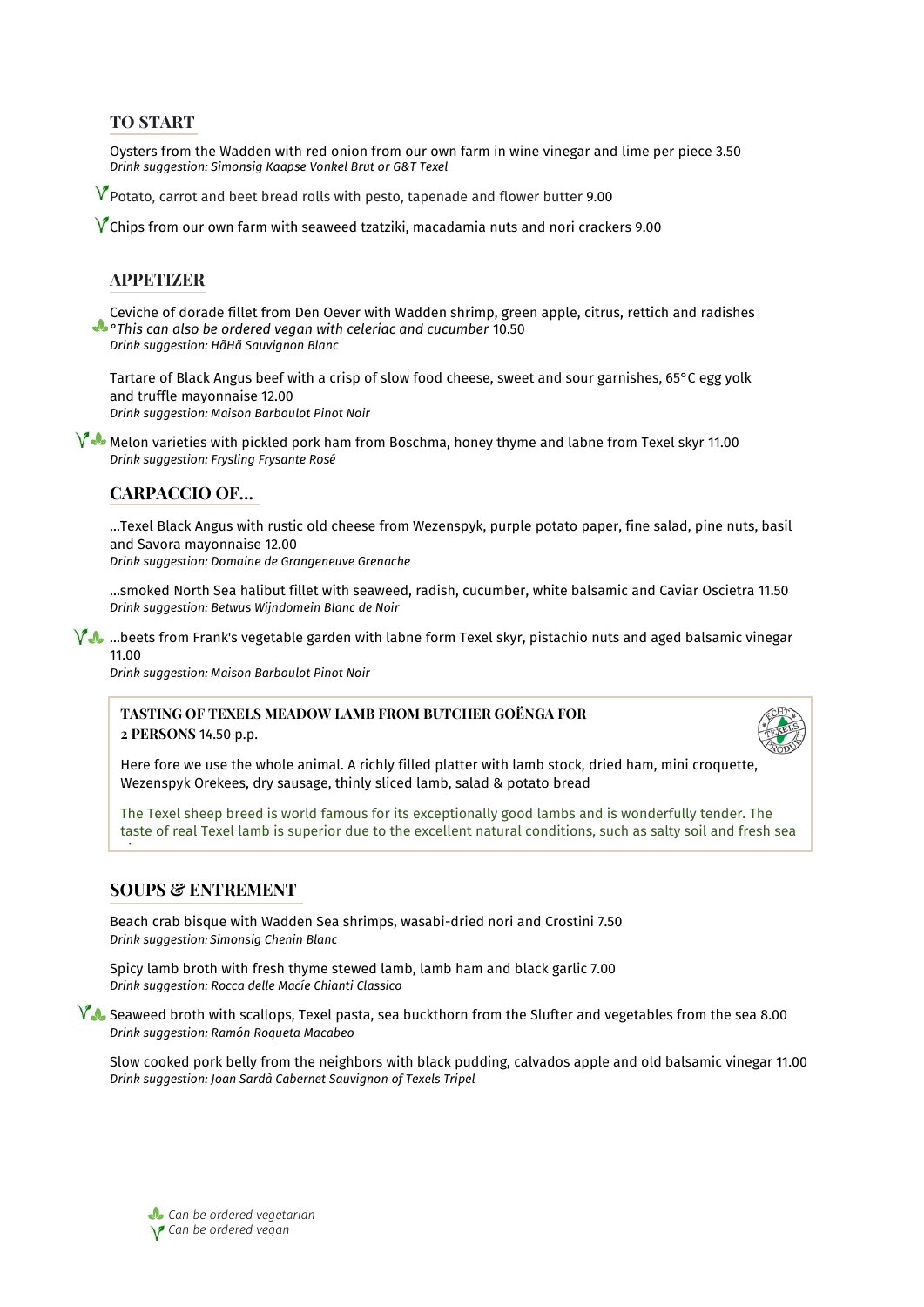## TO START

Oysters from the Wadden with red onion from our own farm in wine vinegar and lime per piece 3.50
*Drink suggestion: Simonsig Kaapse Vonkel Brut or G&T Texel*

Potato, carrot and beet bread rolls with pesto, tapenade and flower butter 9.00

Chips from our own farm with seaweed tzatziki, macadamia nuts and nori crackers 9.00

## APPETIZER

Ceviche of dorade fillet from Den Oever with Wadden shrimp, green apple, citrus, rettich and radishes
*°This can also be ordered vegan with celeriac and cucumber* 10.50
*Drink suggestion: HãHã Sauvignon Blanc*

Tartare of Black Angus beef with a crisp of slow food cheese, sweet and sour garnishes, 65°C egg yolk and truffle mayonnaise 12.00
*Drink suggestion: Maison Barboulot Pinot Noir*

Melon varieties with pickled pork ham from Boschma, honey thyme and labne from Texel skyr 11.00
*Drink suggestion: Frysling Frysante Rosé*

## CARPACCIO OF...

...Texel Black Angus with rustic old cheese from Wezenspyk, purple potato paper, fine salad, pine nuts, basil and Savora mayonnaise 12.00
*Drink suggestion: Domaine de Grangeneuve Grenache*

...smoked North Sea halibut fillet with seaweed, radish, cucumber, white balsamic and Caviar Oscietra 11.50
*Drink suggestion: Betwus Wijndomein Blanc de Noir*

...beets from Frank's vegetable garden with labne form Texel skyr, pistachio nuts and aged balsamic vinegar 11.00
*Drink suggestion: Maison Barboulot Pinot Noir*

**TASTING OF TEXELS MEADOW LAMB FROM BUTCHER GOËNGA FOR 2 PERSONS** 14.50 p.p.

Here fore we use the whole animal. A richly filled platter with lamb stock, dried ham, mini croquette, Wezenspyk Orekees, dry sausage, thinly sliced lamb, salad & potato bread

The Texel sheep breed is world famous for its exceptionally good lambs and is wonderfully tender. The taste of real Texel lamb is superior due to the excellent natural conditions, such as salty soil and fresh sea

## SOUPS & ENTREMENT

Beach crab bisque with Wadden Sea shrimps, wasabi-dried nori and Crostini 7.50
*Drink suggestion: Simonsig Chenin Blanc*

Spicy lamb broth with fresh thyme stewed lamb, lamb ham and black garlic 7.00
*Drink suggestion: Rocca delle Macíe Chianti Classico*

Seaweed broth with scallops, Texel pasta, sea buckthorn from the Slufter and vegetables from the sea 8.00
*Drink suggestion: Ramón Roqueta Macabeo*

Slow cooked pork belly from the neighbors with black pudding, calvados apple and old balsamic vinegar 11.00
*Drink suggestion: Joan Sardà Cabernet Sauvignon of Texels Tripel*

*Can be ordered vegetarian*
*Can be ordered vegan*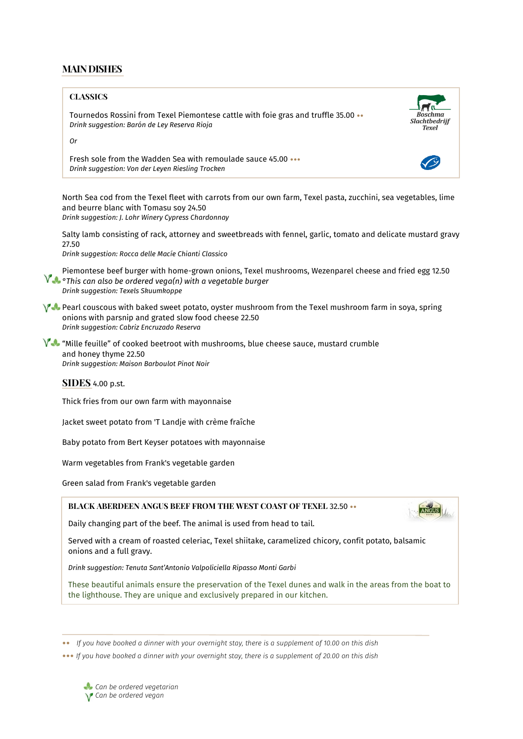## MAIN DISHES

### CLASSICS

Tournedos Rossini from Texel Piemontese cattle with foie gras and truffle 35.00 ••
*Drink suggestion: Barón de Ley Reserva Rioja*

Boschma Slachtbedrijf Texel

*Or*

Fresh sole from the Wadden Sea with remoulade sauce 45.00 •••
*Drink suggestion: Von der Leyen Riesling Trocken*

North Sea cod from the Texel fleet with carrots from our own farm, Texel pasta, zucchini, sea vegetables, lime and beurre blanc with Tomasu soy 24.50
*Drink suggestion: J. Lohr Winery Cypress Chardonnay*

Salty lamb consisting of rack, attorney and sweetbreads with fennel, garlic, tomato and delicate mustard gravy 27.50
*Drink suggestion: Rocca delle Macíe Chianti Classico*

Piemontese beef burger with home-grown onions, Texel mushrooms, Wezenparel cheese and fried egg 12.50
*°This can also be ordered vega(n) with a vegetable burger*
*Drink suggestion: Texels Skuumkoppe*

Pearl couscous with baked sweet potato, oyster mushroom from the Texel mushroom farm in soya, spring onions with parsnip and grated slow food cheese 22.50
*Drink suggestion: Cabriz Encruzado Reserva*

"Mille feuille" of cooked beetroot with mushrooms, blue cheese sauce, mustard crumble and honey thyme 22.50
*Drink suggestion: Maison Barboulot Pinot Noir*

## SIDES 4.00 p.st.

Thick fries from our own farm with mayonnaise

Jacket sweet potato from 'T Landje with crème fraîche

Baby potato from Bert Keyser potatoes with mayonnaise

Warm vegetables from Frank's vegetable garden

Green salad from Frank's vegetable garden

### BLACK ABERDEEN ANGUS BEEF FROM THE WEST COAST OF TEXEL 32.50 ••

Daily changing part of the beef. The animal is used from head to tail.

Served with a cream of roasted celeriac, Texel shiitake, caramelized chicory, confit potato, balsamic onions and a full gravy.

*Drink suggestion: Tenuta Sant'Antonio Valpolicella Ripasso Monti Garbi*

These beautiful animals ensure the preservation of the Texel dunes and walk in the areas from the boat to the lighthouse. They are unique and exclusively prepared in our kitchen.

---

•• *If you have booked a dinner with your overnight stay, there is a supplement of 10.00 on this dish*

••• *If you have booked a dinner with your overnight stay, there is a supplement of 20.00 on this dish*

*Can be ordered vegetarian*
*Can be ordered vegan*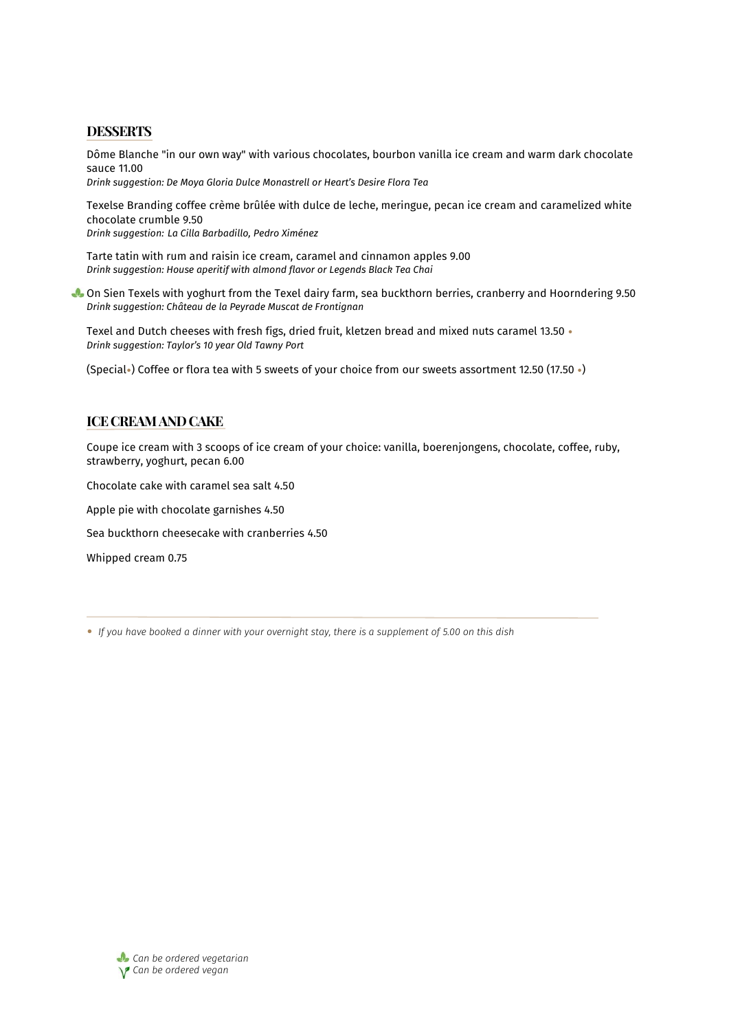## DESSERTS

Dôme Blanche "in our own way" with various chocolates, bourbon vanilla ice cream and warm dark chocolate sauce 11.00
*Drink suggestion: De Moya Gloria Dulce Monastrell or Heart's Desire Flora Tea*

Texelse Branding coffee crème brûlée with dulce de leche, meringue, pecan ice cream and caramelized white chocolate crumble 9.50
*Drink suggestion: La Cilla Barbadillo, Pedro Ximénez*

Tarte tatin with rum and raisin ice cream, caramel and cinnamon apples 9.00
*Drink suggestion: House aperitif with almond flavor or Legends Black Tea Chai*

🍀 On Sien Texels with yoghurt from the Texel dairy farm, sea buckthorn berries, cranberry and Hoorndering 9.50
*Drink suggestion: Château de la Peyrade Muscat de Frontignan*

Texel and Dutch cheeses with fresh figs, dried fruit, kletzen bread and mixed nuts caramel 13.50 •
*Drink suggestion: Taylor's 10 year Old Tawny Port*

(Special•) Coffee or flora tea with 5 sweets of your choice from our sweets assortment 12.50 (17.50 •)

## ICE CREAM AND CAKE

Coupe ice cream with 3 scoops of ice cream of your choice: vanilla, boerenjongens, chocolate, coffee, ruby, strawberry, yoghurt, pecan 6.00

Chocolate cake with caramel sea salt 4.50

Apple pie with chocolate garnishes 4.50

Sea buckthorn cheesecake with cranberries 4.50

Whipped cream 0.75

---

• *If you have booked a dinner with your overnight stay, there is a supplement of 5.00 on this dish*

🍀 *Can be ordered vegetarian*
🌱 *Can be ordered vegan*